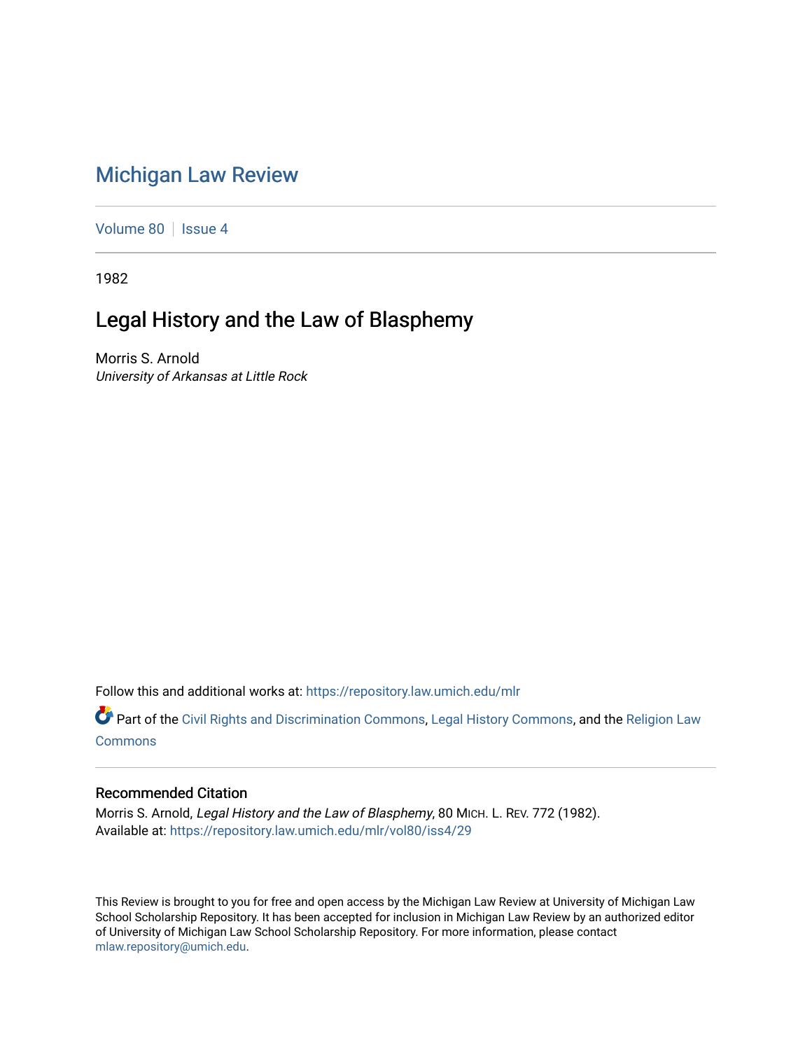# Michigan Law Review

Volume 80 | Issue 4

1982

## Legal History and the Law of Blasphemy

Morris S. Arnold
*University of Arkansas at Little Rock*

Follow this and additional works at: https://repository.law.umich.edu/mlr

Part of the Civil Rights and Discrimination Commons, Legal History Commons, and the Religion Law Commons

### Recommended Citation

Morris S. Arnold, *Legal History and the Law of Blasphemy*, 80 MICH. L. REV. 772 (1982).
Available at: https://repository.law.umich.edu/mlr/vol80/iss4/29

This Review is brought to you for free and open access by the Michigan Law Review at University of Michigan Law School Scholarship Repository. It has been accepted for inclusion in Michigan Law Review by an authorized editor of University of Michigan Law School Scholarship Repository. For more information, please contact mlaw.repository@umich.edu.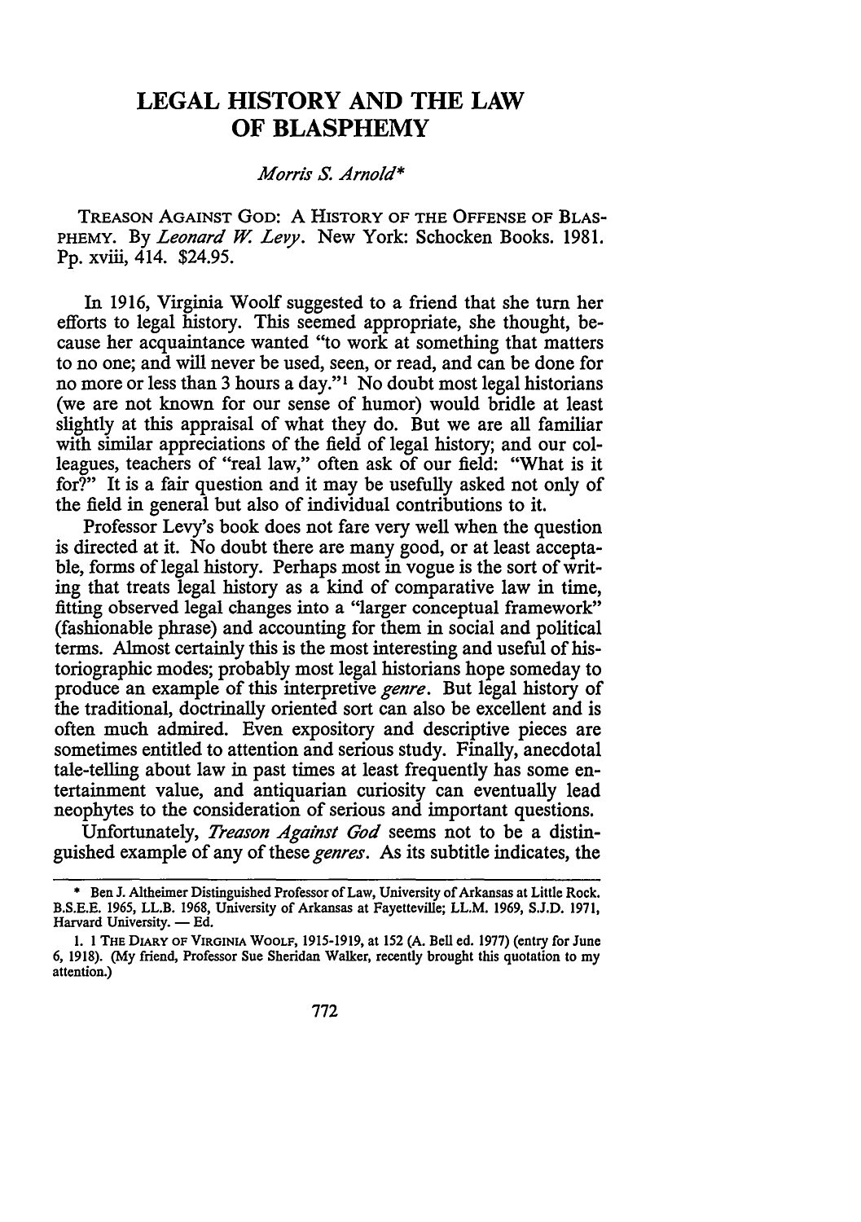# LEGAL HISTORY AND THE LAW OF BLASPHEMY

*Morris S. Arnold**

TREASON AGAINST GOD: A HISTORY OF THE OFFENSE OF BLASPHEMY. By *Leonard W. Levy*. New York: Schocken Books. 1981. Pp. xviii, 414. $24.95.

In 1916, Virginia Woolf suggested to a friend that she turn her efforts to legal history. This seemed appropriate, she thought, because her acquaintance wanted "to work at something that matters to no one; and will never be used, seen, or read, and can be done for no more or less than 3 hours a day."[1] No doubt most legal historians (we are not known for our sense of humor) would bridle at least slightly at this appraisal of what they do. But we are all familiar with similar appreciations of the field of legal history; and our colleagues, teachers of "real law," often ask of our field: "What is it for?" It is a fair question and it may be usefully asked not only of the field in general but also of individual contributions to it.

Professor Levy's book does not fare very well when the question is directed at it. No doubt there are many good, or at least acceptable, forms of legal history. Perhaps most in vogue is the sort of writing that treats legal history as a kind of comparative law in time, fitting observed legal changes into a "larger conceptual framework" (fashionable phrase) and accounting for them in social and political terms. Almost certainly this is the most interesting and useful of historiographic modes; probably most legal historians hope someday to produce an example of this interpretive *genre*. But legal history of the traditional, doctrinally oriented sort can also be excellent and is often much admired. Even expository and descriptive pieces are sometimes entitled to attention and serious study. Finally, anecdotal tale-telling about law in past times at least frequently has some entertainment value, and antiquarian curiosity can eventually lead neophytes to the consideration of serious and important questions.

Unfortunately, *Treason Against God* seems not to be a distinguished example of any of these *genres*. As its subtitle indicates, the

---

\* Ben J. Altheimer Distinguished Professor of Law, University of Arkansas at Little Rock. B.S.E.E. 1965, LL.B. 1968, University of Arkansas at Fayetteville; LL.M. 1969, S.J.D. 1971, Harvard University. — Ed.

1. 1 THE DIARY OF VIRGINIA WOOLF, 1915-1919, at 152 (A. Bell ed. 1977) (entry for June 6, 1918). (My friend, Professor Sue Sheridan Walker, recently brought this quotation to my attention.)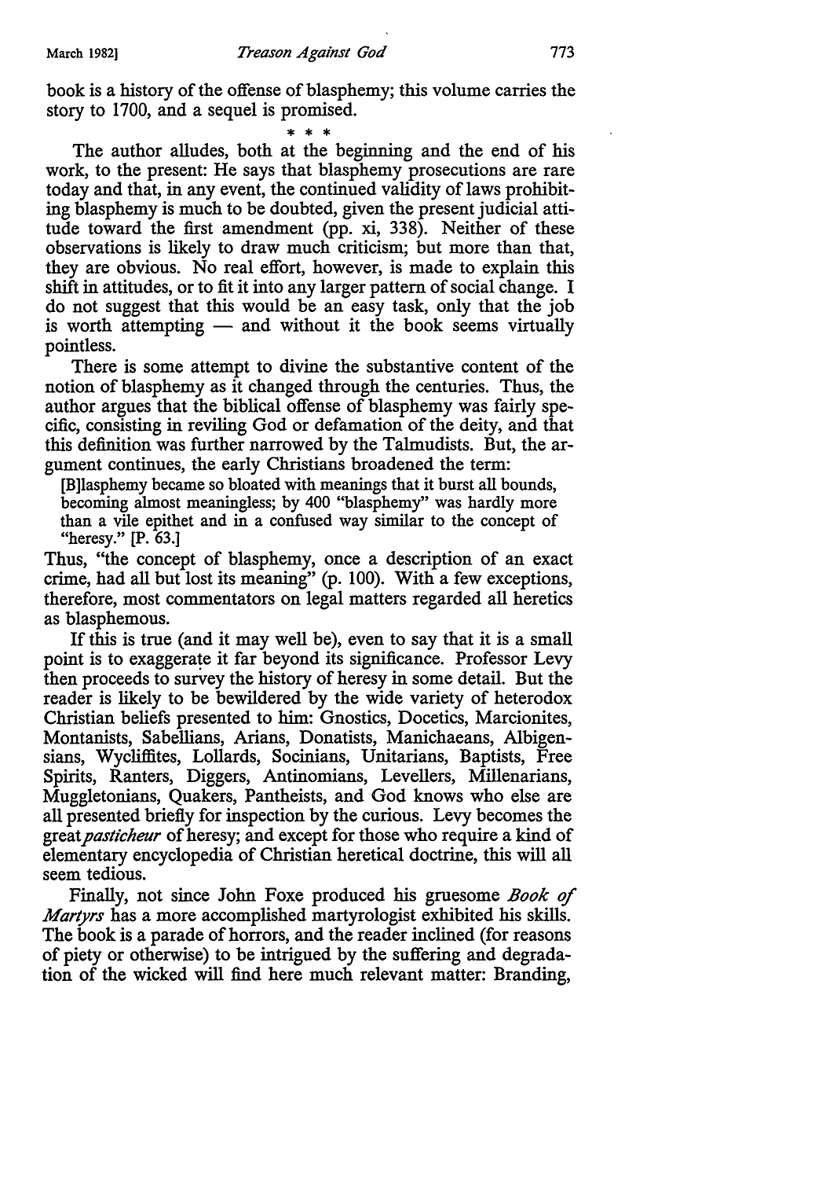book is a history of the offense of blasphemy; this volume carries the story to 1700, and a sequel is promised.

\* \* \*

The author alludes, both at the beginning and the end of his work, to the present: He says that blasphemy prosecutions are rare today and that, in any event, the continued validity of laws prohibiting blasphemy is much to be doubted, given the present judicial attitude toward the first amendment (pp. xi, 338). Neither of these observations is likely to draw much criticism; but more than that, they are obvious. No real effort, however, is made to explain this shift in attitudes, or to fit it into any larger pattern of social change. I do not suggest that this would be an easy task, only that the job is worth attempting — and without it the book seems virtually pointless.

There is some attempt to divine the substantive content of the notion of blasphemy as it changed through the centuries. Thus, the author argues that the biblical offense of blasphemy was fairly specific, consisting in reviling God or defamation of the deity, and that this definition was further narrowed by the Talmudists. But, the argument continues, the early Christians broadened the term:

> [B]lasphemy became so bloated with meanings that it burst all bounds, becoming almost meaningless; by 400 "blasphemy" was hardly more than a vile epithet and in a confused way similar to the concept of "heresy." [P. 63.]

Thus, "the concept of blasphemy, once a description of an exact crime, had all but lost its meaning" (p. 100). With a few exceptions, therefore, most commentators on legal matters regarded all heretics as blasphemous.

If this is true (and it may well be), even to say that it is a small point is to exaggerate it far beyond its significance. Professor Levy then proceeds to survey the history of heresy in some detail. But the reader is likely to be bewildered by the wide variety of heterodox Christian beliefs presented to him: Gnostics, Docetics, Marcionites, Montanists, Sabellians, Arians, Donatists, Manichaeans, Albigensians, Wycliffites, Lollards, Socinians, Unitarians, Baptists, Free Spirits, Ranters, Diggers, Antinomians, Levellers, Millenarians, Muggletonians, Quakers, Pantheists, and God knows who else are all presented briefly for inspection by the curious. Levy becomes the great *pasticheur* of heresy; and except for those who require a kind of elementary encyclopedia of Christian heretical doctrine, this will all seem tedious.

Finally, not since John Foxe produced his gruesome *Book of Martyrs* has a more accomplished martyrologist exhibited his skills. The book is a parade of horrors, and the reader inclined (for reasons of piety or otherwise) to be intrigued by the suffering and degradation of the wicked will find here much relevant matter: Branding,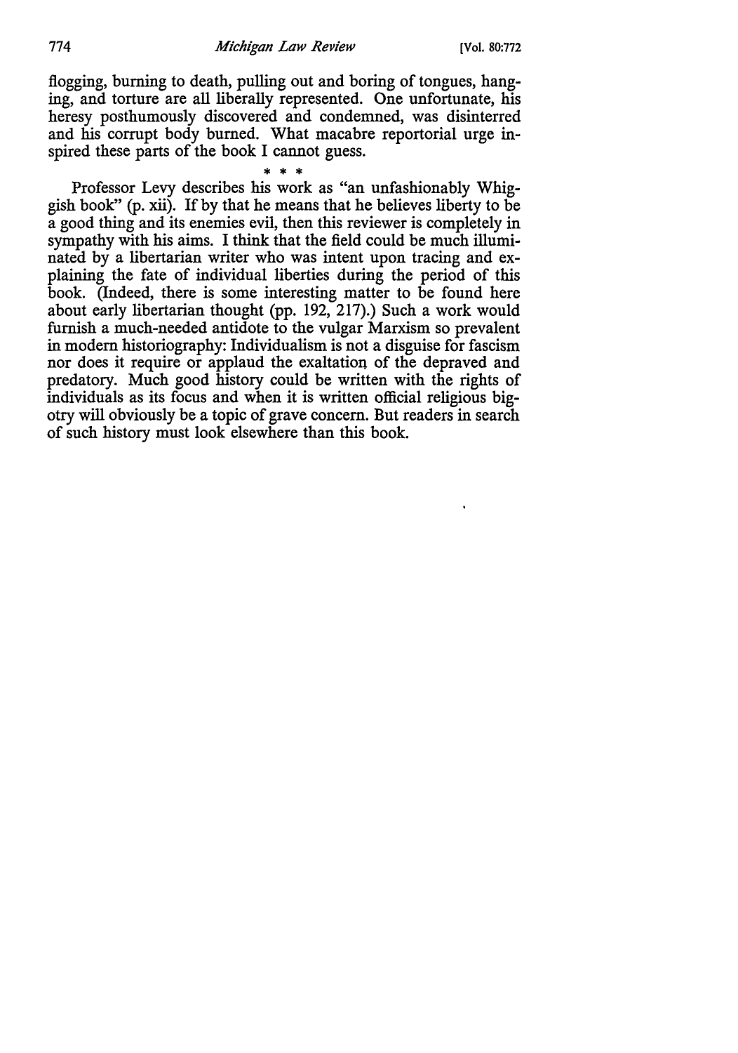flogging, burning to death, pulling out and boring of tongues, hanging, and torture are all liberally represented. One unfortunate, his heresy posthumously discovered and condemned, was disinterred and his corrupt body burned. What macabre reportorial urge inspired these parts of the book I cannot guess.

\* \* \*

Professor Levy describes his work as "an unfashionably Whiggish book" (p. xii). If by that he means that he believes liberty to be a good thing and its enemies evil, then this reviewer is completely in sympathy with his aims. I think that the field could be much illuminated by a libertarian writer who was intent upon tracing and explaining the fate of individual liberties during the period of this book. (Indeed, there is some interesting matter to be found here about early libertarian thought (pp. 192, 217).) Such a work would furnish a much-needed antidote to the vulgar Marxism so prevalent in modern historiography: Individualism is not a disguise for fascism nor does it require or applaud the exaltation of the depraved and predatory. Much good history could be written with the rights of individuals as its focus and when it is written official religious bigotry will obviously be a topic of grave concern. But readers in search of such history must look elsewhere than this book.